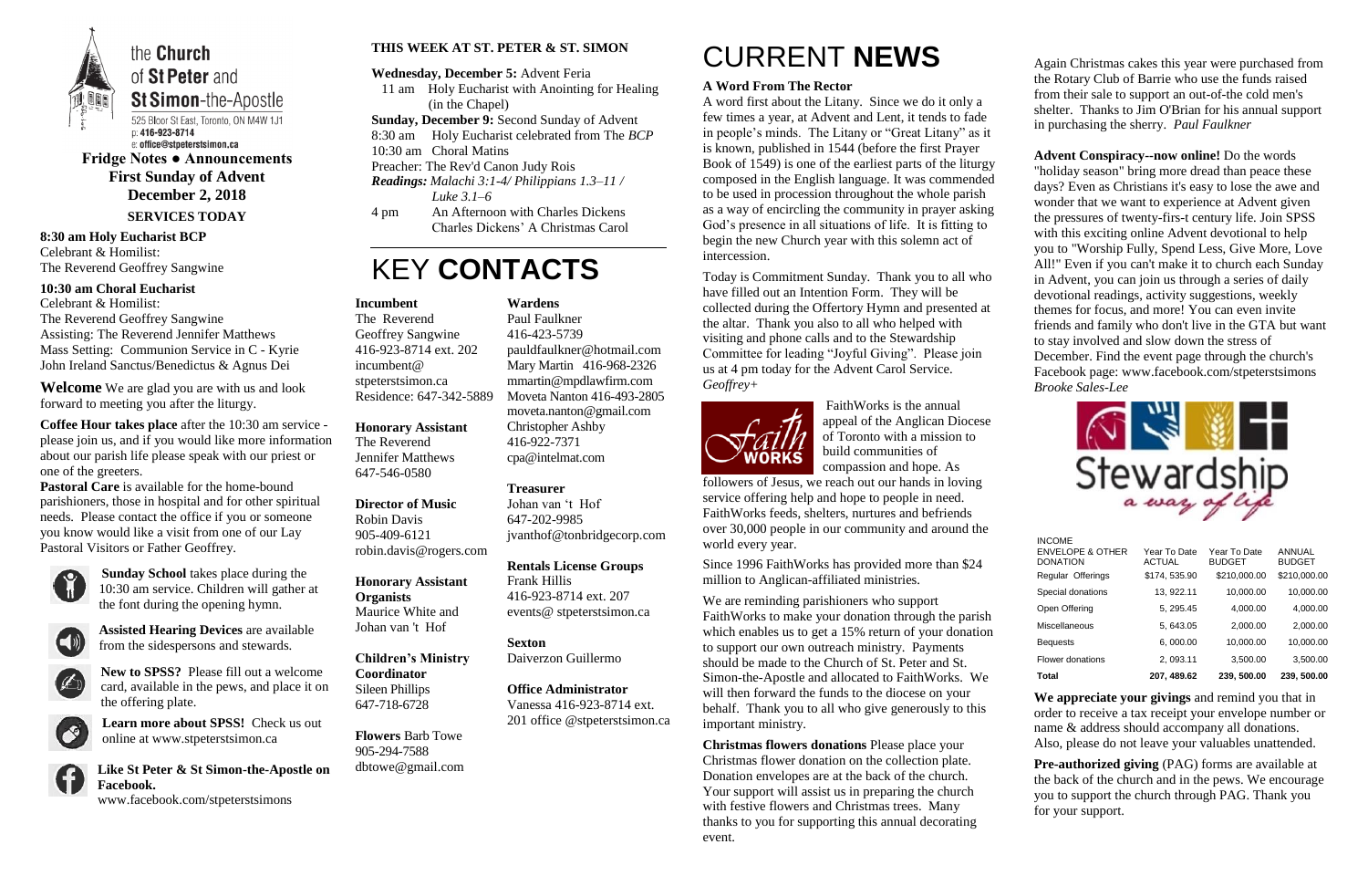# the Church of St Peter and St Simon-the-Apostle

525 Bloor St East, Toronto, ON M4W 1J1
p: 416-923-8714
e: office@stpeterstsimon.ca

**Fridge Notes ● Announcements**
**First Sunday of Advent**
**December 2, 2018**

**SERVICES TODAY**

**8:30 am Holy Eucharist BCP**
Celebrant & Homilist:
The Reverend Geoffrey Sangwine

**10:30 am Choral Eucharist**
Celebrant & Homilist:
The Reverend Geoffrey Sangwine
Assisting: The Reverend Jennifer Matthews
Mass Setting: Communion Service in C - Kyrie
John Ireland Sanctus/Benedictus & Agnus Dei

**Welcome** We are glad you are with us and look forward to meeting you after the liturgy.

**Coffee Hour takes place** after the 10:30 am service - please join us, and if you would like more information about our parish life please speak with our priest or one of the greeters.

**Pastoral Care** is available for the home-bound parishioners, those in hospital and for other spiritual needs. Please contact the office if you or someone you know would like a visit from one of our Lay Pastoral Visitors or Father Geoffrey.

**Sunday School** takes place during the 10:30 am service. Children will gather at the font during the opening hymn.

**Assisted Hearing Devices** are available from the sidespersons and stewards.

**New to SPSS?** Please fill out a welcome card, available in the pews, and place it on the offering plate.

**Learn more about SPSS!** Check us out online at www.stpeterstsimon.ca

**Like St Peter & St Simon-the-Apostle on Facebook.**
www.facebook.com/stpeterstsimons

## THIS WEEK AT ST. PETER & ST. SIMON

**Wednesday, December 5:** Advent Feria
11 am Holy Eucharist with Anointing for Healing (in the Chapel)

**Sunday, December 9:** Second Sunday of Advent
8:30 am Holy Eucharist celebrated from The *BCP*
10:30 am Choral Matins
Preacher: The Rev'd Canon Judy Rois
*Readings: Malachi 3:1-4/ Philippians 1.3–11 / Luke 3.1–6*
4 pm An Afternoon with Charles Dickens — Charles Dickens' A Christmas Carol

# KEY CONTACTS

**Incumbent**
The Reverend Geoffrey Sangwine
416-923-8714 ext. 202
incumbent@stpeterstsimon.ca
Residence: 647-342-5889

**Honorary Assistant**
The Reverend Jennifer Matthews
647-546-0580

**Director of Music**
Robin Davis
905-409-6121
robin.davis@rogers.com

**Honorary Assistant Organists**
Maurice White and Johan van 't Hof

**Children's Ministry Coordinator**
Sileen Phillips
647-718-6728

**Flowers** Barb Towe
905-294-7588
dbtowe@gmail.com

**Wardens**
Paul Faulkner
416-423-5739
pauldfaulkner@hotmail.com
Mary Martin 416-968-2326
mmartin@mpdlawfirm.com
Moveta Nanton 416-493-2805
moveta.nanton@gmail.com
Christopher Ashby
416-922-7371
cpa@intelmat.com

**Treasurer**
Johan van 't Hof
647-202-9985
jvanthof@tonbridgecorp.com

**Rentals License Groups**
Frank Hillis
416-923-8714 ext. 207
events@ stpeterstsimon.ca

**Sexton**
Daiverzon Guillermo

**Office Administrator**
Vanessa 416-923-8714 ext. 201 office @stpeterstsimon.ca

# CURRENT NEWS

**A Word From The Rector**
A word first about the Litany. Since we do it only a few times a year, at Advent and Lent, it tends to fade in people's minds. The Litany or "Great Litany" as it is known, published in 1544 (before the first Prayer Book of 1549) is one of the earliest parts of the liturgy composed in the English language. It was commended to be used in procession throughout the whole parish as a way of encircling the community in prayer asking God's presence in all situations of life. It is fitting to begin the new Church year with this solemn act of intercession.

Today is Commitment Sunday. Thank you to all who have filled out an Intention Form. They will be collected during the Offertory Hymn and presented at the altar. Thank you also to all who helped with visiting and phone calls and to the Stewardship Committee for leading "Joyful Giving". Please join us at 4 pm today for the Advent Carol Service. *Geoffrey+*

FaithWorks is the annual appeal of the Anglican Diocese of Toronto with a mission to build communities of compassion and hope. As followers of Jesus, we reach out our hands in loving service offering help and hope to people in need. FaithWorks feeds, shelters, nurtures and befriends over 30,000 people in our community and around the world every year.

Since 1996 FaithWorks has provided more than $24 million to Anglican-affiliated ministries.

We are reminding parishioners who support FaithWorks to make your donation through the parish which enables us to get a 15% return of your donation to support our own outreach ministry. Payments should be made to the Church of St. Peter and St. Simon-the-Apostle and allocated to FaithWorks. We will then forward the funds to the diocese on your behalf. Thank you to all who give generously to this important ministry.

**Christmas flowers donations** Please place your Christmas flower donation on the collection plate. Donation envelopes are at the back of the church. Your support will assist us in preparing the church with festive flowers and Christmas trees. Many thanks to you for supporting this annual decorating event.

Again Christmas cakes this year were purchased from the Rotary Club of Barrie who use the funds raised from their sale to support an out-of-the cold men's shelter. Thanks to Jim O'Brian for his annual support in purchasing the sherry. *Paul Faulkner*

**Advent Conspiracy--now online!** Do the words "holiday season" bring more dread than peace these days? Even as Christians it's easy to lose the awe and wonder that we want to experience at Advent given the pressures of twenty-firs-t century life. Join SPSS with this exciting online Advent devotional to help you to "Worship Fully, Spend Less, Give More, Love All!" Even if you can't make it to church each Sunday in Advent, you can join us through a series of daily devotional readings, activity suggestions, weekly themes for focus, and more! You can even invite friends and family who don't live in the GTA but want to stay involved and slow down the stress of December. Find the event page through the church's Facebook page: www.facebook.com/stpeterstsimons *Brooke Sales-Lee*

Stewardship — a way of life

| INCOME ENVELOPE & OTHER DONATION | Year To Date ACTUAL | Year To Date BUDGET | ANNUAL BUDGET |
|---|---|---|---|
| Regular Offerings | $174, 535.90 | $210,000.00 | $210,000.00 |
| Special donations | 13, 922.11 | 10,000.00 | 10,000.00 |
| Open Offering | 5, 295.45 | 4,000.00 | 4,000.00 |
| Miscellaneous | 5, 643.05 | 2,000.00 | 2,000.00 |
| Bequests | 6, 000.00 | 10,000.00 | 10,000.00 |
| Flower donations | 2, 093.11 | 3,500.00 | 3,500.00 |
| **Total** | **207, 489.62** | **239, 500.00** | **239, 500.00** |

**We appreciate your givings** and remind you that in order to receive a tax receipt your envelope number or name & address should accompany all donations. Also, please do not leave your valuables unattended.

**Pre-authorized giving** (PAG) forms are available at the back of the church and in the pews. We encourage you to support the church through PAG. Thank you for your support.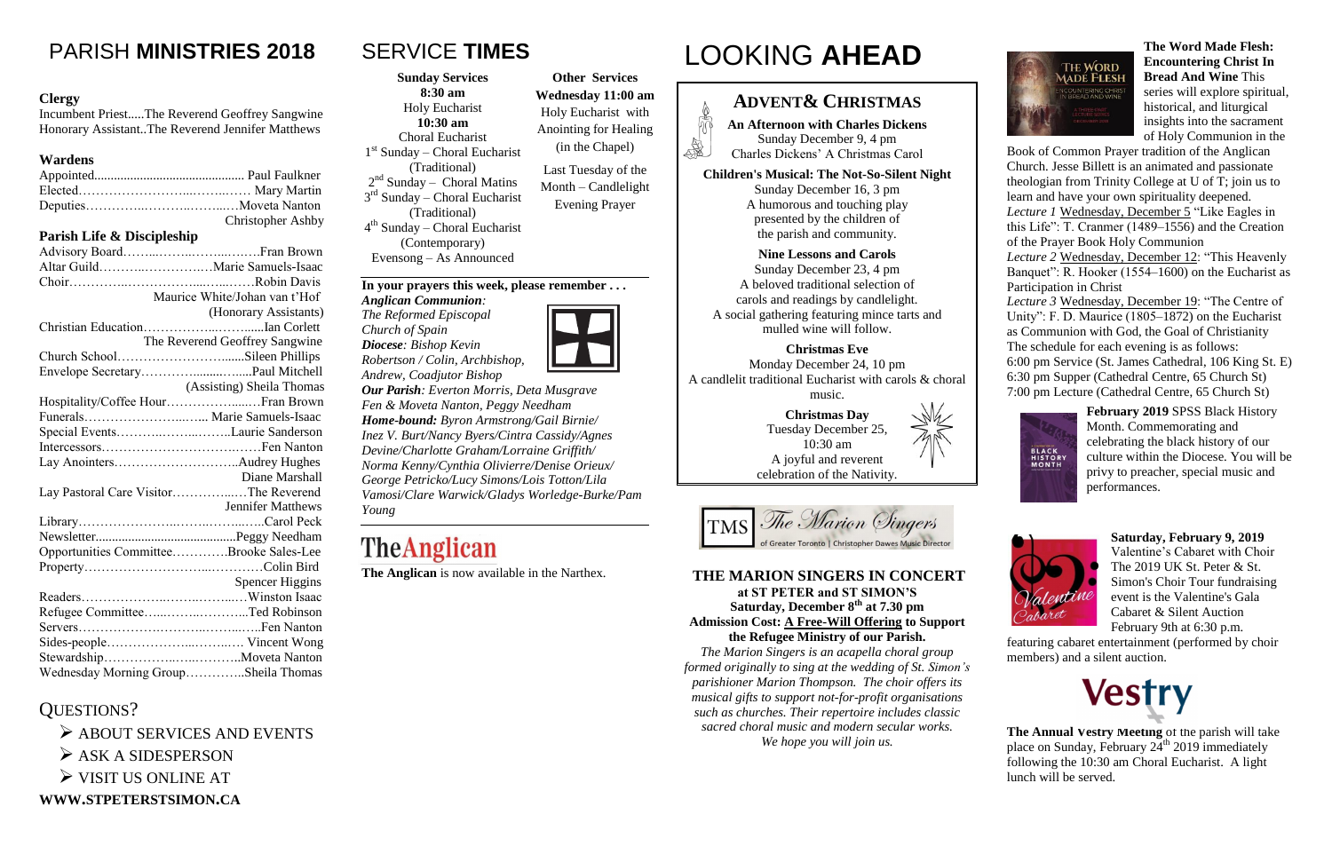# PARISH **MINISTRIES 2018**

### Clergy

Incumbent Priest.....The Reverend Geoffrey Sangwine
Honorary Assistant..The Reverend Jennifer Matthews

### Wardens

Appointed............................................ Paul Faulkner
Elected……………………..……..…… Mary Martin
Deputies…………..……….……..….Moveta Nanton
Christopher Ashby

### Parish Life & Discipleship

Advisory Board……..……..……...……Fran Brown
Altar Guild………..…………….Marie Samuels-Isaac
Choir…………..……………...……..……Robin Davis
Maurice White/Johan van t'Hof (Honorary Assistants)
Christian Education……………..…….......Ian Corlett
The Reverend Geoffrey Sangwine
Church School……………………........Sileen Phillips
Envelope Secretary…………..........…....Paul Mitchell
(Assisting) Sheila Thomas
Hospitality/Coffee Hour……………...….Fran Brown
Funerals………………..….... Marie Samuels-Isaac
Special Events………..……..……..Laurie Sanderson
Intercessors……………………………..……Fen Nanton
Lay Anointers………………………..Audrey Hughes
Diane Marshall
Lay Pastoral Care Visitor………..…The Reverend Jennifer Matthews
Library…………………..……..……...…..Carol Peck
Newsletter...........................................Peggy Needham
Opportunities Committee…………Brooke Sales-Lee
Property………………………...…………Colin Bird
Spencer Higgins
Readers………………..……..……...….Winston Isaac
Refugee Committee…..……..………..Ted Robinson
Servers……………….……..……...…..Fen Nanton
Sides-people………………...……..…. Vincent Wong
Stewardship……………..…..……….Moveta Nanton
Wednesday Morning Group…………..Sheila Thomas

## QUESTIONS?

- ABOUT SERVICES AND EVENTS
- ASK A SIDESPERSON
- VISIT US ONLINE AT

**WWW.STPETERSTSIMON.CA**

# SERVICE **TIMES**

**Sunday Services**
**8:30 am**
Holy Eucharist
**10:30 am**
Choral Eucharist
1st Sunday – Choral Eucharist (Traditional)
2nd Sunday – Choral Matins
3rd Sunday – Choral Eucharist (Traditional)
4th Sunday – Choral Eucharist (Contemporary)
Evensong – As Announced

**Other Services**
**Wednesday 11:00 am**
Holy Eucharist with Anointing for Healing (in the Chapel)

Last Tuesday of the Month – Candlelight Evening Prayer

**In your prayers this week, please remember . . .**

***Anglican Communion:*** *The Reformed Episcopal Church of Spain*
***Diocese:*** *Bishop Kevin Robertson / Colin, Archbishop, Andrew, Coadjutor Bishop*
***Our Parish:*** *Everton Morris, Deta Musgrave Fen & Moveta Nanton, Peggy Needham*
***Home-bound:*** *Byron Armstrong/Gail Birnie/ Inez V. Burt/Nancy Byers/Cintra Cassidy/Agnes Devine/Charlotte Graham/Lorraine Griffith/ Norma Kenny/Cynthia Olivierre/Denise Orieux/ George Petricko/Lucy Simons/Lois Totton/Lila Vamosi/Clare Warwick/Gladys Worledge-Burke/Pam Young*

**TheAnglican**

**The Anglican** is now available in the Narthex.

# LOOKING **AHEAD**

## ADVENT& CHRISTMAS

**An Afternoon with Charles Dickens**
Sunday December 9, 4 pm
Charles Dickens' A Christmas Carol

**Children's Musical: The Not-So-Silent Night**
Sunday December 16, 3 pm
A humorous and touching play presented by the children of the parish and community.

**Nine Lessons and Carols**
Sunday December 23, 4 pm
A beloved traditional selection of carols and readings by candlelight. A social gathering featuring mince tarts and mulled wine will follow.

**Christmas Eve**
Monday December 24, 10 pm
A candlelit traditional Eucharist with carols & choral music.

**Christmas Day**
Tuesday December 25, 10:30 am
A joyful and reverent celebration of the Nativity.

TMS The Marion Singers of Greater Toronto | Christopher Dawes Music Director

### THE MARION SINGERS IN CONCERT

**at ST PETER and ST SIMON'S**
**Saturday, December 8th at 7.30 pm**
**Admission Cost: A Free-Will Offering to Support the Refugee Ministry of our Parish.**

*The Marion Singers is an acapella choral group formed originally to sing at the wedding of St. Simon's parishioner Marion Thompson. The choir offers its musical gifts to support not-for-profit organisations such as churches. Their repertoire includes classic sacred choral music and modern secular works. We hope you will join us.*

**The Word Made Flesh: Encountering Christ In Bread And Wine** This series will explore spiritual, historical, and liturgical insights into the sacrament of Holy Communion in the Book of Common Prayer tradition of the Anglican Church. Jesse Billett is an animated and passionate theologian from Trinity College at U of T; join us to learn and have your own spirituality deepened.
*Lecture 1* Wednesday, December 5 "Like Eagles in this Life": T. Cranmer (1489–1556) and the Creation of the Prayer Book Holy Communion
*Lecture 2* Wednesday, December 12: "This Heavenly Banquet": R. Hooker (1554–1600) on the Eucharist as Participation in Christ
*Lecture 3* Wednesday, December 19: "The Centre of Unity": F. D. Maurice (1805–1872) on the Eucharist as Communion with God, the Goal of Christianity
The schedule for each evening is as follows:
6:00 pm Service (St. James Cathedral, 106 King St. E)
6:30 pm Supper (Cathedral Centre, 65 Church St)
7:00 pm Lecture (Cathedral Centre, 65 Church St)

**February 2019** SPSS Black History Month. Commemorating and celebrating the black history of our culture within the Diocese. You will be privy to preacher, special music and performances.

**Saturday, February 9, 2019**
Valentine's Cabaret with Choir
The 2019 UK St. Peter & St. Simon's Choir Tour fundraising event is the Valentine's Gala Cabaret & Silent Auction February 9th at 6:30 p.m. featuring cabaret entertainment (performed by choir members) and a silent auction.

**Vestry**

**The Annual Vestry Meeting** of the parish will take place on Sunday, February 24th 2019 immediately following the 10:30 am Choral Eucharist. A light lunch will be served.